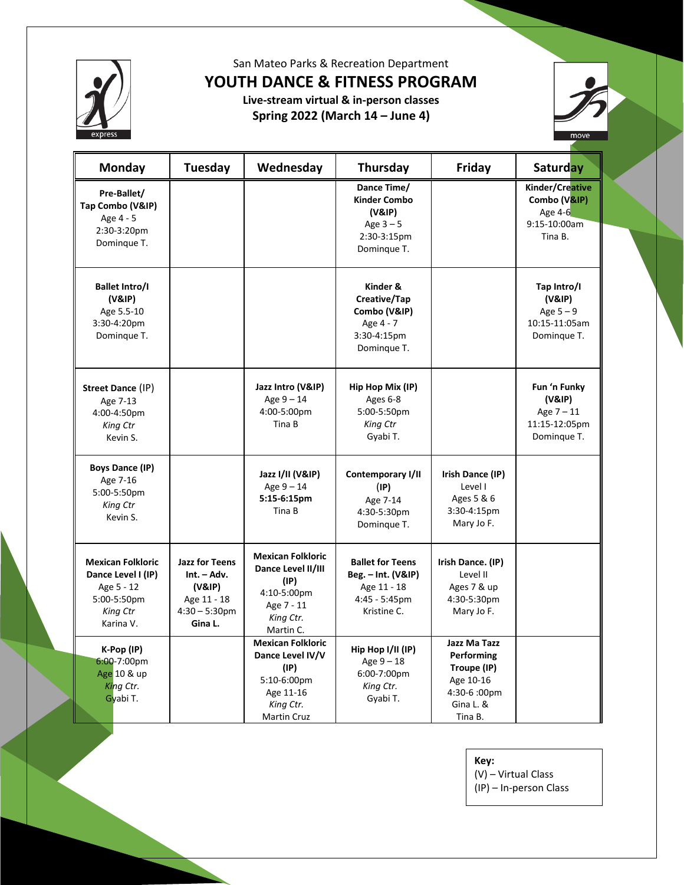San Mateo Parks & Recreation Department

# YOUTH DANCE & FITNESS PROGRAM

**Live-stream virtual & in-person classes**

**Spring 2022 (March 14 – June 4)**

| Monday | Tuesday | Wednesday | Thursday | Friday | Saturday |
|---|---|---|---|---|---|
| **Pre-Ballet/ Tap Combo (V&IP)** Age 4 - 5 2:30-3:20pm Dominque T. | | | **Dance Time/ Kinder Combo (V&IP)** Age 3 – 5 2:30-3:15pm Dominque T. | | **Kinder/Creative Combo (V&IP)** Age 4-6 9:15-10:00am Tina B. |
| **Ballet Intro/I (V&IP)** Age 5.5-10 3:30-4:20pm Dominque T. | | | **Kinder & Creative/Tap Combo (V&IP)** Age 4 - 7 3:30-4:15pm Dominque T. | | **Tap Intro/I (V&IP)** Age 5 – 9 10:15-11:05am Dominque T. |
| **Street Dance** (IP) Age 7-13 4:00-4:50pm *King Ctr* Kevin S. | | **Jazz Intro (V&IP)** Age 9 – 14 4:00-5:00pm Tina B | **Hip Hop Mix (IP)** Ages 6-8 5:00-5:50pm *King Ctr* Gyabi T. | | **Fun 'n Funky (V&IP)** Age 7 – 11 11:15-12:05pm Dominque T. |
| **Boys Dance (IP)** Age 7-16 5:00-5:50pm *King Ctr* Kevin S. | | **Jazz I/II (V&IP)** Age 9 – 14 **5:15-6:15pm** Tina B | **Contemporary I/II (IP)** Age 7-14 4:30-5:30pm Dominque T. | **Irish Dance (IP)** Level I Ages 5 & 6 3:30-4:15pm Mary Jo F. | |
| **Mexican Folkloric Dance Level I (IP)** Age 5 - 12 5:00-5:50pm *King Ctr* Karina V. | **Jazz for Teens Int. – Adv. (V&IP)** Age 11 - 18 4:30 – 5:30pm **Gina L.** | **Mexican Folkloric Dance Level II/III (IP)** 4:10-5:00pm Age 7 - 11 *King Ctr.* Martin C. | **Ballet for Teens Beg. – Int. (V&IP)** Age 11 - 18 4:45 - 5:45pm Kristine C. | **Irish Dance. (IP)** Level II Ages 7 & up 4:30-5:30pm Mary Jo F. | |
| **K-Pop (IP)** 6:00-7:00pm Age 10 & up *King Ctr.* Gyabi T. | | **Mexican Folkloric Dance Level IV/V (IP)** 5:10-6:00pm Age 11-16 *King Ctr.* Martin Cruz | **Hip Hop I/II (IP)** Age 9 – 18 6:00-7:00pm *King Ctr.* Gyabi T. | **Jazz Ma Tazz Performing Troupe (IP)** Age 10-16 4:30-6 :00pm Gina L. & Tina B. | |

**Key:**
(V) – Virtual Class
(IP) – In-person Class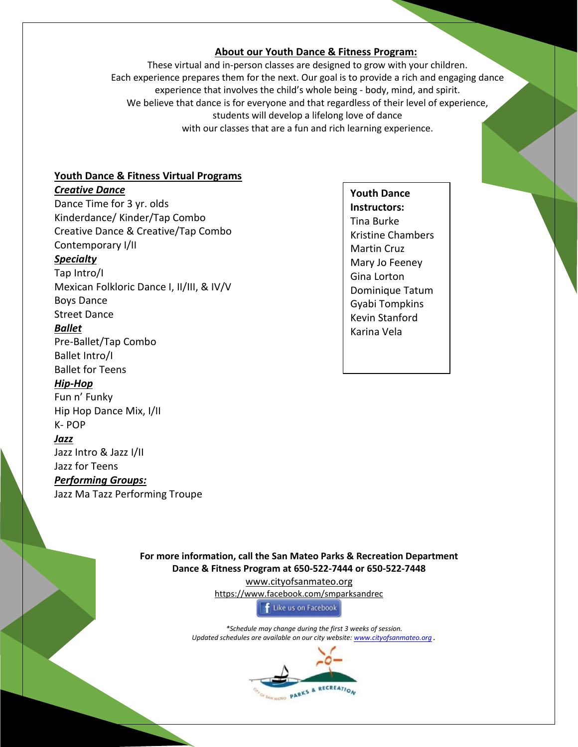## About our Youth Dance & Fitness Program:

These virtual and in-person classes are designed to grow with your children.
Each experience prepares them for the next. Our goal is to provide a rich and engaging dance experience that involves the child's whole being - body, mind, and spirit.
We believe that dance is for everyone and that regardless of their level of experience, students will develop a lifelong love of dance with our classes that are a fun and rich learning experience.

## Youth Dance & Fitness Virtual Programs

***Creative Dance***

Dance Time for 3 yr. olds
Kinderdance/ Kinder/Tap Combo
Creative Dance & Creative/Tap Combo
Contemporary I/II

***Specialty***

Tap Intro/I
Mexican Folkloric Dance I, II/III, & IV/V
Boys Dance
Street Dance

***Ballet***

Pre-Ballet/Tap Combo
Ballet Intro/I
Ballet for Teens

***Hip-Hop***

Fun n' Funky
Hip Hop Dance Mix, I/II
K- POP

***Jazz***

Jazz Intro & Jazz I/II
Jazz for Teens

***Performing Groups:***

Jazz Ma Tazz Performing Troupe

**Youth Dance Instructors:**

Tina Burke
Kristine Chambers
Martin Cruz
Mary Jo Feeney
Gina Lorton
Dominique Tatum
Gyabi Tompkins
Kevin Stanford
Karina Vela

**For more information, call the San Mateo Parks & Recreation Department Dance & Fitness Program at 650-522-7444 or 650-522-7448**

www.cityofsanmateo.org
https://www.facebook.com/smparksandrec

Like us on Facebook

*\*Schedule may change during the first 3 weeks of session.*
*Updated schedules are available on our city website: www.cityofsanmateo.org .*

CITY OF SAN MATEO PARKS & RECREATION